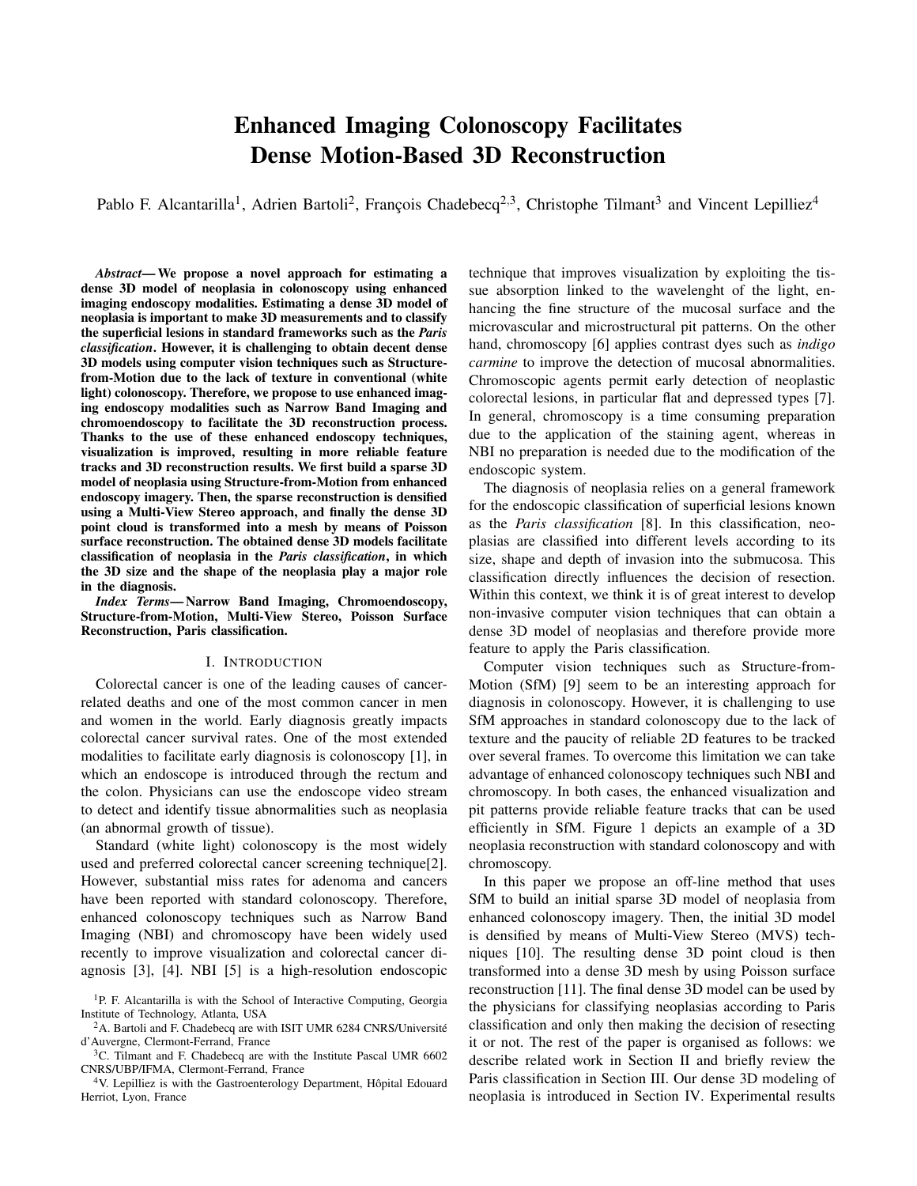# Enhanced Imaging Colonoscopy Facilitates Dense Motion-Based 3D Reconstruction

Pablo F. Alcantarilla[1], Adrien Bartoli[2], François Chadebecq[2,3], Christophe Tilmant[3] and Vincent Lepilliez[4]

***Abstract*— We propose a novel approach for estimating a dense 3D model of neoplasia in colonoscopy using enhanced imaging endoscopy modalities. Estimating a dense 3D model of neoplasia is important to make 3D measurements and to classify the superficial lesions in standard frameworks such as the *Paris classification*. However, it is challenging to obtain decent dense 3D models using computer vision techniques such as Structure-from-Motion due to the lack of texture in conventional (white light) colonoscopy. Therefore, we propose to use enhanced imaging endoscopy modalities such as Narrow Band Imaging and chromoendoscopy to facilitate the 3D reconstruction process. Thanks to the use of these enhanced endoscopy techniques, visualization is improved, resulting in more reliable feature tracks and 3D reconstruction results. We first build a sparse 3D model of neoplasia using Structure-from-Motion from enhanced endoscopy imagery. Then, the sparse reconstruction is densified using a Multi-View Stereo approach, and finally the dense 3D point cloud is transformed into a mesh by means of Poisson surface reconstruction. The obtained dense 3D models facilitate classification of neoplasia in the *Paris classification*, in which the 3D size and the shape of the neoplasia play a major role in the diagnosis.**

***Index Terms*— Narrow Band Imaging, Chromoendoscopy, Structure-from-Motion, Multi-View Stereo, Poisson Surface Reconstruction, Paris classification.**

## I. INTRODUCTION

Colorectal cancer is one of the leading causes of cancer-related deaths and one of the most common cancer in men and women in the world. Early diagnosis greatly impacts colorectal cancer survival rates. One of the most extended modalities to facilitate early diagnosis is colonoscopy [1], in which an endoscope is introduced through the rectum and the colon. Physicians can use the endoscope video stream to detect and identify tissue abnormalities such as neoplasia (an abnormal growth of tissue).

Standard (white light) colonoscopy is the most widely used and preferred colorectal cancer screening technique[2]. However, substantial miss rates for adenoma and cancers have been reported with standard colonoscopy. Therefore, enhanced colonoscopy techniques such as Narrow Band Imaging (NBI) and chromoscopy have been widely used recently to improve visualization and colorectal cancer diagnosis [3], [4]. NBI [5] is a high-resolution endoscopic technique that improves visualization by exploiting the tissue absorption linked to the wavelenght of the light, enhancing the fine structure of the mucosal surface and the microvascular and microstructural pit patterns. On the other hand, chromoscopy [6] applies contrast dyes such as *indigo carmine* to improve the detection of mucosal abnormalities. Chromoscopic agents permit early detection of neoplastic colorectal lesions, in particular flat and depressed types [7]. In general, chromoscopy is a time consuming preparation due to the application of the staining agent, whereas in NBI no preparation is needed due to the modification of the endoscopic system.

The diagnosis of neoplasia relies on a general framework for the endoscopic classification of superficial lesions known as the *Paris classification* [8]. In this classification, neoplasias are classified into different levels according to its size, shape and depth of invasion into the submucosa. This classification directly influences the decision of resection. Within this context, we think it is of great interest to develop non-invasive computer vision techniques that can obtain a dense 3D model of neoplasias and therefore provide more feature to apply the Paris classification.

Computer vision techniques such as Structure-from-Motion (SfM) [9] seem to be an interesting approach for diagnosis in colonoscopy. However, it is challenging to use SfM approaches in standard colonoscopy due to the lack of texture and the paucity of reliable 2D features to be tracked over several frames. To overcome this limitation we can take advantage of enhanced colonoscopy techniques such NBI and chromoscopy. In both cases, the enhanced visualization and pit patterns provide reliable feature tracks that can be used efficiently in SfM. Figure 1 depicts an example of a 3D neoplasia reconstruction with standard colonoscopy and with chromoscopy.

In this paper we propose an off-line method that uses SfM to build an initial sparse 3D model of neoplasia from enhanced colonoscopy imagery. Then, the initial 3D model is densified by means of Multi-View Stereo (MVS) techniques [10]. The resulting dense 3D point cloud is then transformed into a dense 3D mesh by using Poisson surface reconstruction [11]. The final dense 3D model can be used by the physicians for classifying neoplasias according to Paris classification and only then making the decision of resecting it or not. The rest of the paper is organised as follows: we describe related work in Section II and briefly review the Paris classification in Section III. Our dense 3D modeling of neoplasia is introduced in Section IV. Experimental results

[1]P. F. Alcantarilla is with the School of Interactive Computing, Georgia Institute of Technology, Atlanta, USA

[2]A. Bartoli and F. Chadebecq are with ISIT UMR 6284 CNRS/Université d'Auvergne, Clermont-Ferrand, France

[3]C. Tilmant and F. Chadebecq are with the Institute Pascal UMR 6602 CNRS/UBP/IFMA, Clermont-Ferrand, France

[4]V. Lepilliez is with the Gastroenterology Department, Hôpital Edouard Herriot, Lyon, France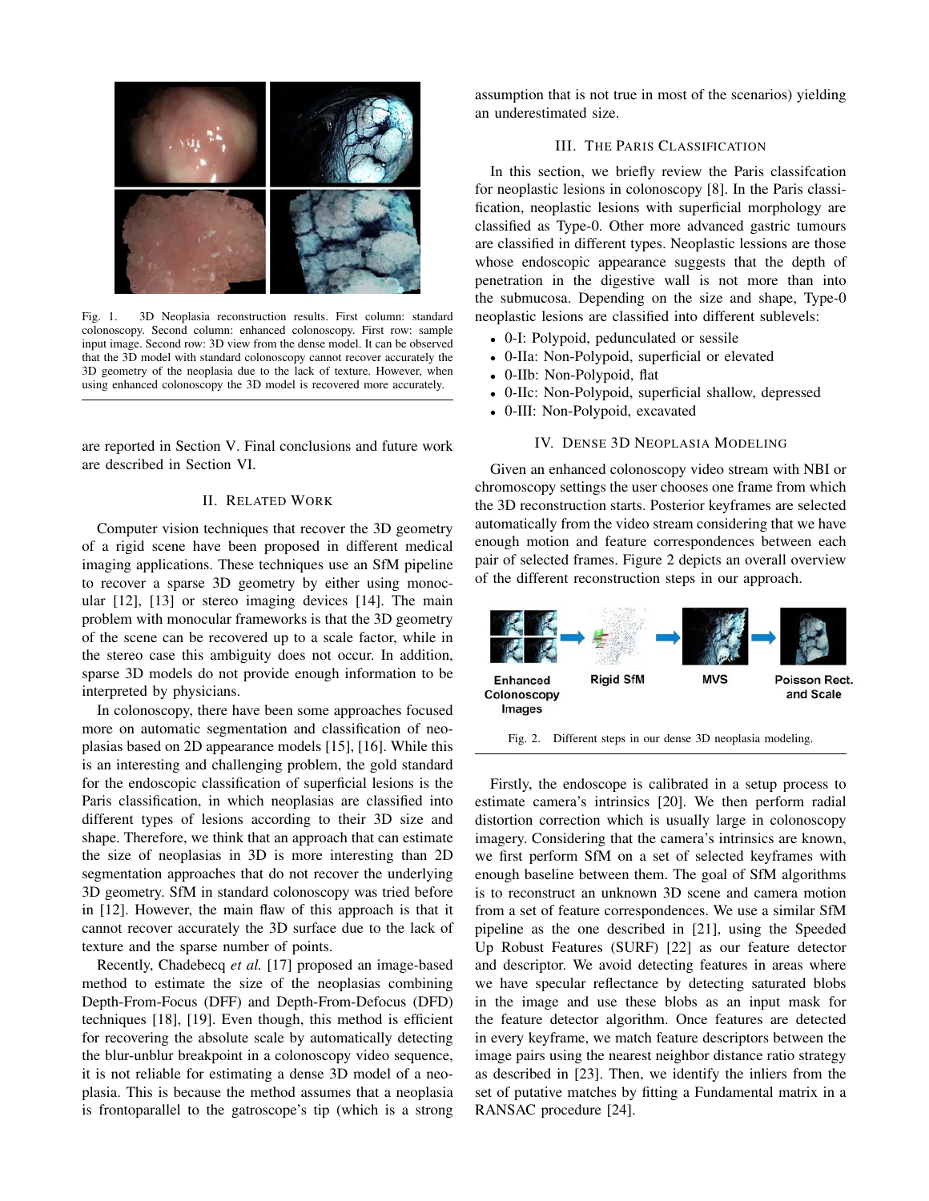Fig. 1. 3D Neoplasia reconstruction results. First column: standard colonoscopy. Second column: enhanced colonoscopy. First row: sample input image. Second row: 3D view from the dense model. It can be observed that the 3D model with standard colonoscopy cannot recover accurately the 3D geometry of the neoplasia due to the lack of texture. However, when using enhanced colonoscopy the 3D model is recovered more accurately.

are reported in Section V. Final conclusions and future work are described in Section VI.

## II. Related Work

Computer vision techniques that recover the 3D geometry of a rigid scene have been proposed in different medical imaging applications. These techniques use an SfM pipeline to recover a sparse 3D geometry by either using monocular [12], [13] or stereo imaging devices [14]. The main problem with monocular frameworks is that the 3D geometry of the scene can be recovered up to a scale factor, while in the stereo case this ambiguity does not occur. In addition, sparse 3D models do not provide enough information to be interpreted by physicians.

In colonoscopy, there have been some approaches focused more on automatic segmentation and classification of neoplasias based on 2D appearance models [15], [16]. While this is an interesting and challenging problem, the gold standard for the endoscopic classification of superficial lesions is the Paris classification, in which neoplasias are classified into different types of lesions according to their 3D size and shape. Therefore, we think that an approach that can estimate the size of neoplasias in 3D is more interesting than 2D segmentation approaches that do not recover the underlying 3D geometry. SfM in standard colonoscopy was tried before in [12]. However, the main flaw of this approach is that it cannot recover accurately the 3D surface due to the lack of texture and the sparse number of points.

Recently, Chadebecq *et al.* [17] proposed an image-based method to estimate the size of the neoplasias combining Depth-From-Focus (DFF) and Depth-From-Defocus (DFD) techniques [18], [19]. Even though, this method is efficient for recovering the absolute scale by automatically detecting the blur-unblur breakpoint in a colonoscopy video sequence, it is not reliable for estimating a dense 3D model of a neoplasia. This is because the method assumes that a neoplasia is frontoparallel to the gatroscope's tip (which is a strong assumption that is not true in most of the scenarios) yielding an underestimated size.

## III. The Paris Classification

In this section, we briefly review the Paris classifcation for neoplastic lesions in colonoscopy [8]. In the Paris classification, neoplastic lesions with superficial morphology are classified as Type-0. Other more advanced gastric tumours are classified in different types. Neoplastic lessions are those whose endoscopic appearance suggests that the depth of penetration in the digestive wall is not more than into the submucosa. Depending on the size and shape, Type-0 neoplastic lesions are classified into different sublevels:

- 0-I: Polypoid, pedunculated or sessile
- 0-IIa: Non-Polypoid, superficial or elevated
- 0-IIb: Non-Polypoid, flat
- 0-IIc: Non-Polypoid, superficial shallow, depressed
- 0-III: Non-Polypoid, excavated

## IV. Dense 3D Neoplasia Modeling

Given an enhanced colonoscopy video stream with NBI or chromoscopy settings the user chooses one frame from which the 3D reconstruction starts. Posterior keyframes are selected automatically from the video stream considering that we have enough motion and feature correspondences between each pair of selected frames. Figure 2 depicts an overall overview of the different reconstruction steps in our approach.

Enhanced Colonoscopy Images → Rigid SfM → MVS → Poisson Rect. and Scale

Fig. 2. Different steps in our dense 3D neoplasia modeling.

Firstly, the endoscope is calibrated in a setup process to estimate camera's intrinsics [20]. We then perform radial distortion correction which is usually large in colonoscopy imagery. Considering that the camera's intrinsics are known, we first perform SfM on a set of selected keyframes with enough baseline between them. The goal of SfM algorithms is to reconstruct an unknown 3D scene and camera motion from a set of feature correspondences. We use a similar SfM pipeline as the one described in [21], using the Speeded Up Robust Features (SURF) [22] as our feature detector and descriptor. We avoid detecting features in areas where we have specular reflectance by detecting saturated blobs in the image and use these blobs as an input mask for the feature detector algorithm. Once features are detected in every keyframe, we match feature descriptors between the image pairs using the nearest neighbor distance ratio strategy as described in [23]. Then, we identify the inliers from the set of putative matches by fitting a Fundamental matrix in a RANSAC procedure [24].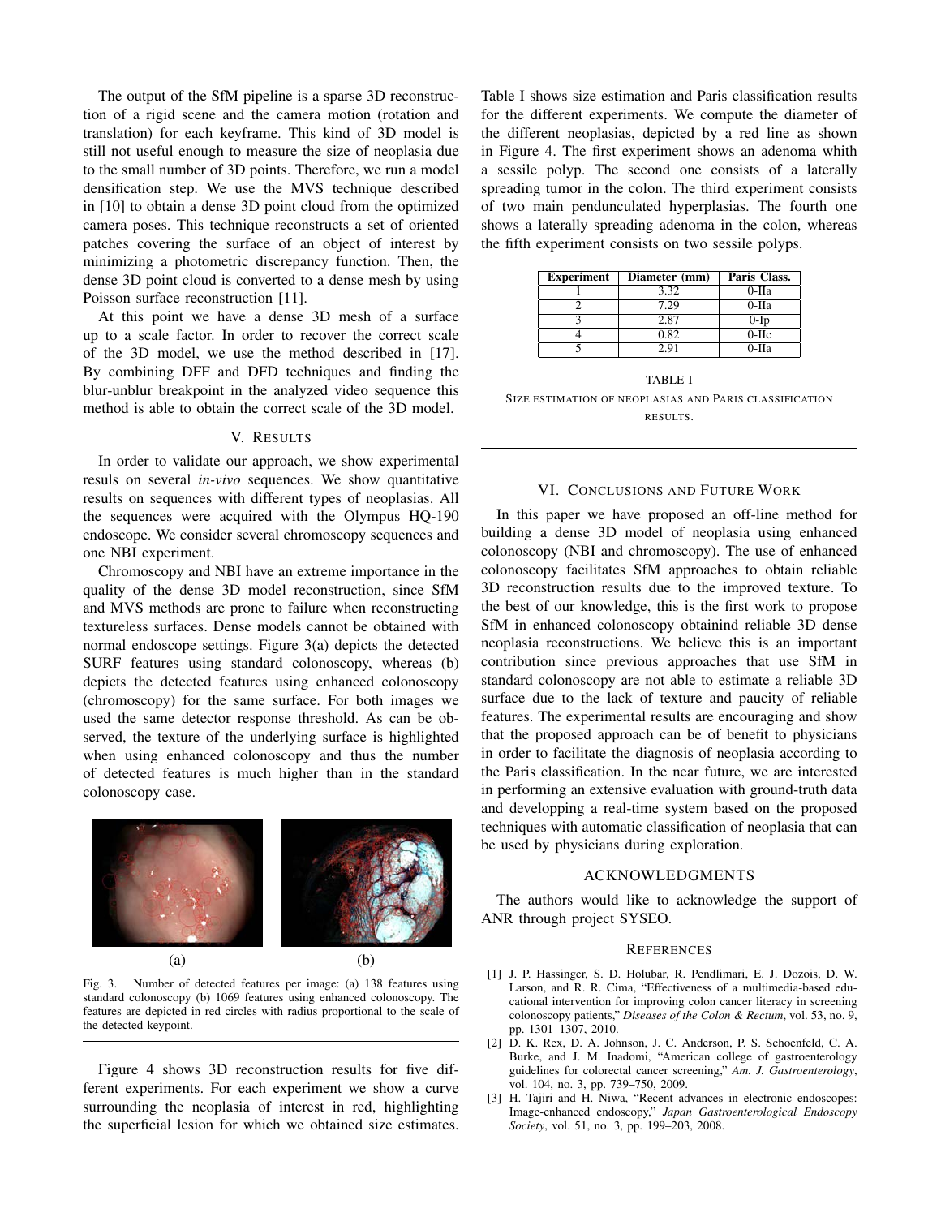The output of the SfM pipeline is a sparse 3D reconstruction of a rigid scene and the camera motion (rotation and translation) for each keyframe. This kind of 3D model is still not useful enough to measure the size of neoplasia due to the small number of 3D points. Therefore, we run a model densification step. We use the MVS technique described in [10] to obtain a dense 3D point cloud from the optimized camera poses. This technique reconstructs a set of oriented patches covering the surface of an object of interest by minimizing a photometric discrepancy function. Then, the dense 3D point cloud is converted to a dense mesh by using Poisson surface reconstruction [11].

At this point we have a dense 3D mesh of a surface up to a scale factor. In order to recover the correct scale of the 3D model, we use the method described in [17]. By combining DFF and DFD techniques and finding the blur-unblur breakpoint in the analyzed video sequence this method is able to obtain the correct scale of the 3D model.

## V. Results

In order to validate our approach, we show experimental resuls on several *in-vivo* sequences. We show quantitative results on sequences with different types of neoplasias. All the sequences were acquired with the Olympus HQ-190 endoscope. We consider several chromoscopy sequences and one NBI experiment.

Chromoscopy and NBI have an extreme importance in the quality of the dense 3D model reconstruction, since SfM and MVS methods are prone to failure when reconstructing textureless surfaces. Dense models cannot be obtained with normal endoscope settings. Figure 3(a) depicts the detected SURF features using standard colonoscopy, whereas (b) depicts the detected features using enhanced colonoscopy (chromoscopy) for the same surface. For both images we used the same detector response threshold. As can be observed, the texture of the underlying surface is highlighted when using enhanced colonoscopy and thus the number of detected features is much higher than in the standard colonoscopy case.

(a) (b)

Fig. 3. Number of detected features per image: (a) 138 features using standard colonoscopy (b) 1069 features using enhanced colonoscopy. The features are depicted in red circles with radius proportional to the scale of the detected keypoint.

Figure 4 shows 3D reconstruction results for five different experiments. For each experiment we show a curve surrounding the neoplasia of interest in red, highlighting the superficial lesion for which we obtained size estimates. Table I shows size estimation and Paris classification results for the different experiments. We compute the diameter of the different neoplasias, depicted by a red line as shown in Figure 4. The first experiment shows an adenoma whith a sessile polyp. The second one consists of a laterally spreading tumor in the colon. The third experiment consists of two main penduncluated hyperplasias. The fourth one shows a laterally spreading adenoma in the colon, whereas the fifth experiment consists on two sessile polyps.

| Experiment | Diameter (mm) | Paris Class. |
|---|---|---|
| 1 | 3.32 | 0-IIa |
| 2 | 7.29 | 0-IIa |
| 3 | 2.87 | 0-Ip |
| 4 | 0.82 | 0-IIc |
| 5 | 2.91 | 0-IIa |

TABLE I
Size estimation of neoplasias and Paris classification results.

## VI. Conclusions and Future Work

In this paper we have proposed an off-line method for building a dense 3D model of neoplasia using enhanced colonoscopy (NBI and chromoscopy). The use of enhanced colonoscopy facilitates SfM approaches to obtain reliable 3D reconstruction results due to the improved texture. To the best of our knowledge, this is the first work to propose SfM in enhanced colonoscopy obtainind reliable 3D dense neoplasia reconstructions. We believe this is an important contribution since previous approaches that use SfM in standard colonoscopy are not able to estimate a reliable 3D surface due to the lack of texture and paucity of reliable features. The experimental results are encouraging and show that the proposed approach can be of benefit to physicians in order to facilitate the diagnosis of neoplasia according to the Paris classification. In the near future, we are interested in performing an extensive evaluation with ground-truth data and developping a real-time system based on the proposed techniques with automatic classification of neoplasia that can be used by physicians during exploration.

## Acknowledgments

The authors would like to acknowledge the support of ANR through project SYSEO.

## References

[1] J. P. Hassinger, S. D. Holubar, R. Pendlimari, E. J. Dozois, D. W. Larson, and R. R. Cima, "Effectiveness of a multimedia-based educational intervention for improving colon cancer literacy in screening colonoscopy patients," *Diseases of the Colon & Rectum*, vol. 53, no. 9, pp. 1301–1307, 2010.

[2] D. K. Rex, D. A. Johnson, J. C. Anderson, P. S. Schoenfeld, C. A. Burke, and J. M. Inadomi, "American college of gastroenterology guidelines for colorectal cancer screening," *Am. J. Gastroenterology*, vol. 104, no. 3, pp. 739–750, 2009.

[3] H. Tajiri and H. Niwa, "Recent advances in electronic endoscopes: Image-enhanced endoscopy," *Japan Gastroenterological Endoscopy Society*, vol. 51, no. 3, pp. 199–203, 2008.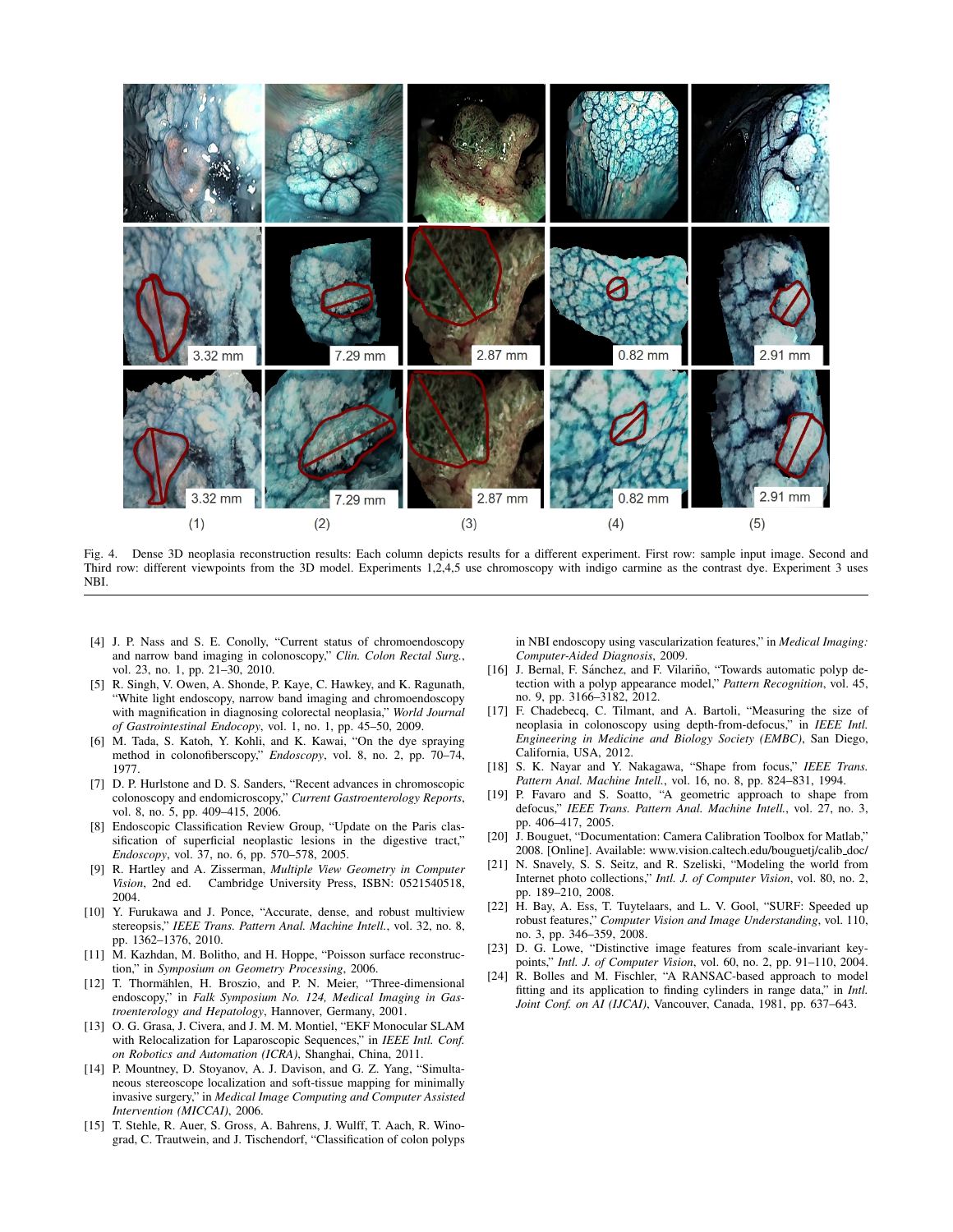3.32 mm
7.29 mm
2.87 mm
0.82 mm
2.91 mm
3.32 mm
7.29 mm
2.87 mm
0.82 mm
2.91 mm
(1) (2) (3) (4) (5)

Fig. 4. Dense 3D neoplasia reconstruction results: Each column depicts results for a different experiment. First row: sample input image. Second and Third row: different viewpoints from the 3D model. Experiments 1,2,4,5 use chromoscopy with indigo carmine as the contrast dye. Experiment 3 uses NBI.

[4] J. P. Nass and S. E. Conolly, "Current status of chromoendoscopy and narrow band imaging in colonoscopy," *Clin. Colon Rectal Surg.*, vol. 23, no. 1, pp. 21–30, 2010.

[5] R. Singh, V. Owen, A. Shonde, P. Kaye, C. Hawkey, and K. Ragunath, "White light endoscopy, narrow band imaging and chromoendoscopy with magnification in diagnosing colorectal neoplasia," *World Journal of Gastrointestinal Endocopy*, vol. 1, no. 1, pp. 45–50, 2009.

[6] M. Tada, S. Katoh, Y. Kohli, and K. Kawai, "On the dye spraying method in colonofiberscopy," *Endoscopy*, vol. 8, no. 2, pp. 70–74, 1977.

[7] D. P. Hurlstone and D. S. Sanders, "Recent advances in chromoscopic colonoscopy and endomicroscopy," *Current Gastroenterology Reports*, vol. 8, no. 5, pp. 409–415, 2006.

[8] Endoscopic Classification Review Group, "Update on the Paris classification of superficial neoplastic lesions in the digestive tract," *Endoscopy*, vol. 37, no. 6, pp. 570–578, 2005.

[9] R. Hartley and A. Zisserman, *Multiple View Geometry in Computer Vision*, 2nd ed. Cambridge University Press, ISBN: 0521540518, 2004.

[10] Y. Furukawa and J. Ponce, "Accurate, dense, and robust multiview stereopsis," *IEEE Trans. Pattern Anal. Machine Intell.*, vol. 32, no. 8, pp. 1362–1376, 2010.

[11] M. Kazhdan, M. Bolitho, and H. Hoppe, "Poisson surface reconstruction," in *Symposium on Geometry Processing*, 2006.

[12] T. Thormählen, H. Broszio, and P. N. Meier, "Three-dimensional endoscopy," in *Falk Symposium No. 124, Medical Imaging in Gastroenterology and Hepatology*, Hannover, Germany, 2001.

[13] O. G. Grasa, J. Civera, and J. M. M. Montiel, "EKF Monocular SLAM with Relocalization for Laparoscopic Sequences," in *IEEE Intl. Conf. on Robotics and Automation (ICRA)*, Shanghai, China, 2011.

[14] P. Mountney, D. Stoyanov, A. J. Davison, and G. Z. Yang, "Simultaneous stereoscope localization and soft-tissue mapping for minimally invasive surgery," in *Medical Image Computing and Computer Assisted Intervention (MICCAI)*, 2006.

[15] T. Stehle, R. Auer, S. Gross, A. Bahrens, J. Wulff, T. Aach, R. Winograd, C. Trautwein, and J. Tischendorf, "Classification of colon polyps in NBI endoscopy using vascularization features," in *Medical Imaging: Computer-Aided Diagnosis*, 2009.

[16] J. Bernal, F. Sánchez, and F. Vilariño, "Towards automatic polyp detection with a polyp appearance model," *Pattern Recognition*, vol. 45, no. 9, pp. 3166–3182, 2012.

[17] F. Chadebecq, C. Tilmant, and A. Bartoli, "Measuring the size of neoplasia in colonoscopy using depth-from-defocus," in *IEEE Intl. Engineering in Medicine and Biology Society (EMBC)*, San Diego, California, USA, 2012.

[18] S. K. Nayar and Y. Nakagawa, "Shape from focus," *IEEE Trans. Pattern Anal. Machine Intell.*, vol. 16, no. 8, pp. 824–831, 1994.

[19] P. Favaro and S. Soatto, "A geometric approach to shape from defocus," *IEEE Trans. Pattern Anal. Machine Intell.*, vol. 27, no. 3, pp. 406–417, 2005.

[20] J. Bouguet, "Documentation: Camera Calibration Toolbox for Matlab," 2008. [Online]. Available: www.vision.caltech.edu/bouguetj/calib_doc/

[21] N. Snavely, S. S. Seitz, and R. Szeliski, "Modeling the world from Internet photo collections," *Intl. J. of Computer Vision*, vol. 80, no. 2, pp. 189–210, 2008.

[22] H. Bay, A. Ess, T. Tuytelaars, and L. V. Gool, "SURF: Speeded up robust features," *Computer Vision and Image Understanding*, vol. 110, no. 3, pp. 346–359, 2008.

[23] D. G. Lowe, "Distinctive image features from scale-invariant keypoints," *Intl. J. of Computer Vision*, vol. 60, no. 2, pp. 91–110, 2004.

[24] R. Bolles and M. Fischler, "A RANSAC-based approach to model fitting and its application to finding cylinders in range data," in *Intl. Joint Conf. on AI (IJCAI)*, Vancouver, Canada, 1981, pp. 637–643.